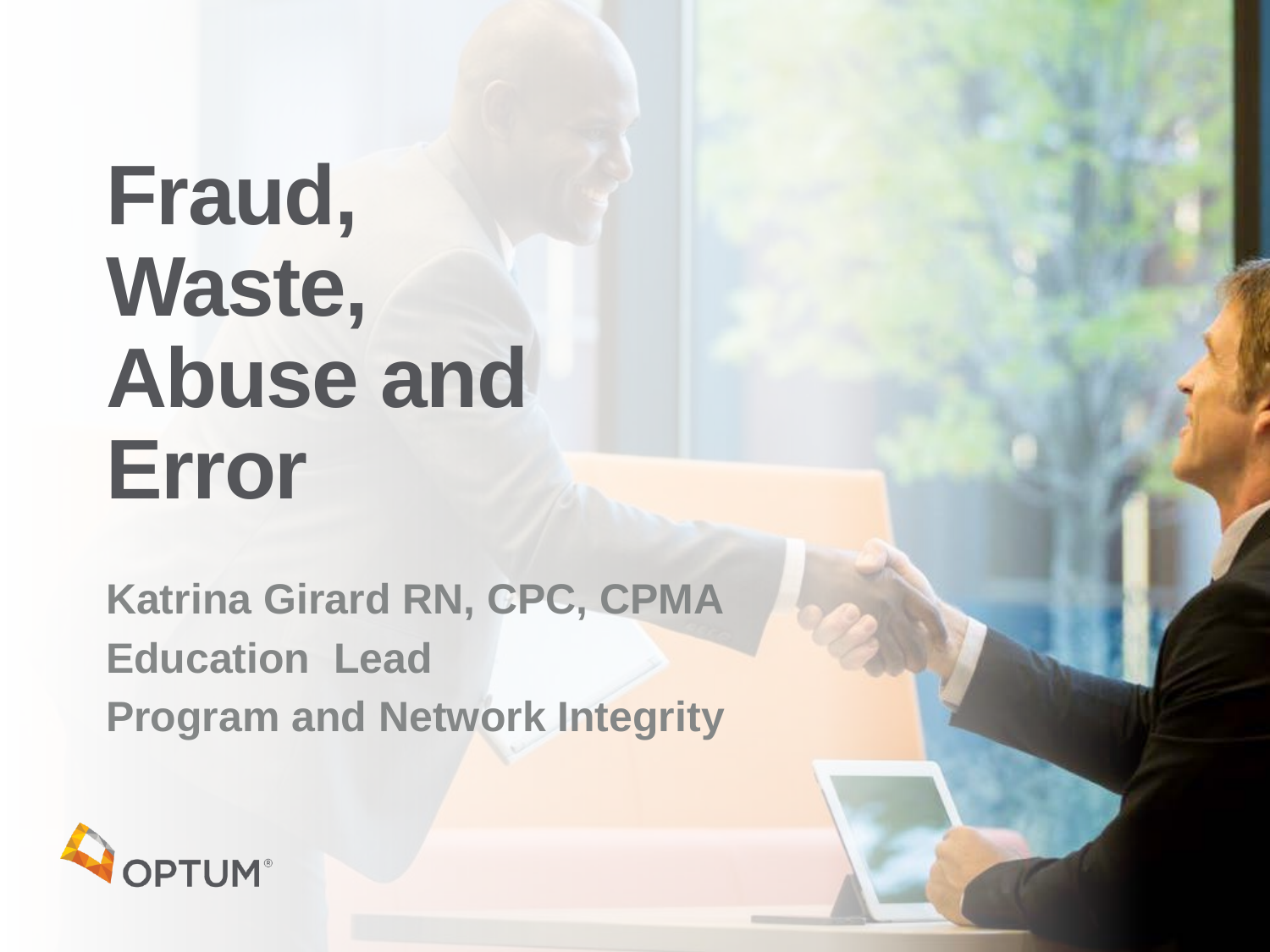# Fraud, Waste, Abuse and Error

**Katrina Girard RN, CPC, CPMA**
**Education Lead**
**Program and Network Integrity**

OPTUM®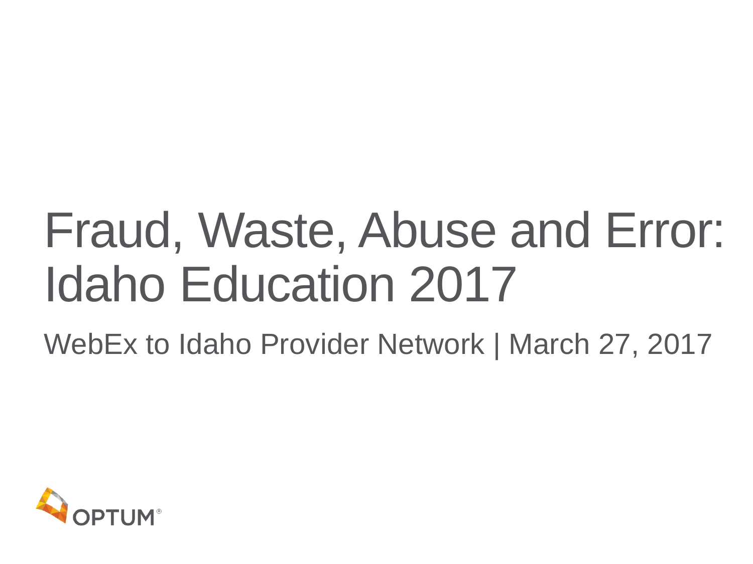# Fraud, Waste, Abuse and Error: Idaho Education 2017

WebEx to Idaho Provider Network | March 27, 2017

OPTUM®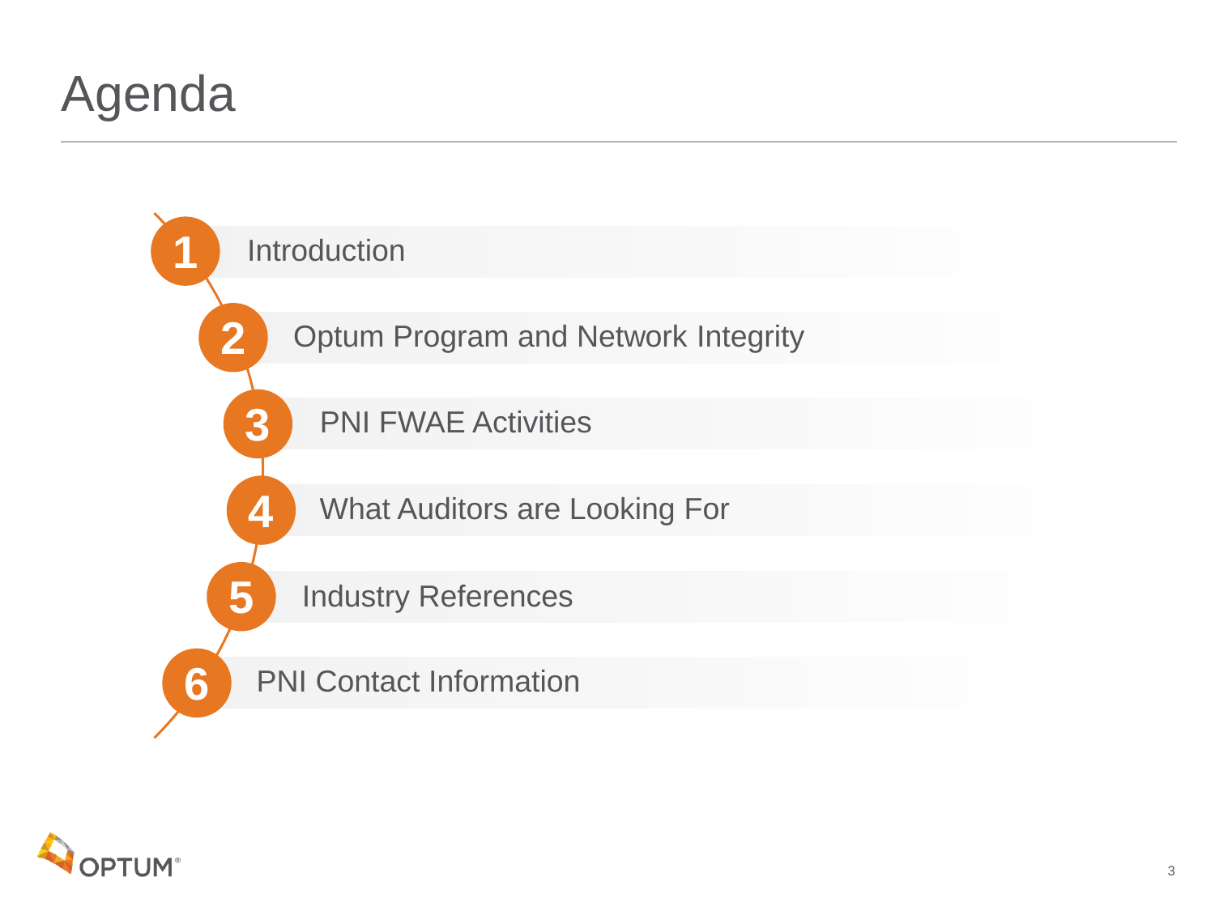# Agenda

1. Introduction
2. Optum Program and Network Integrity
3. PNI FWAE Activities
4. What Auditors are Looking For
5. Industry References
6. PNI Contact Information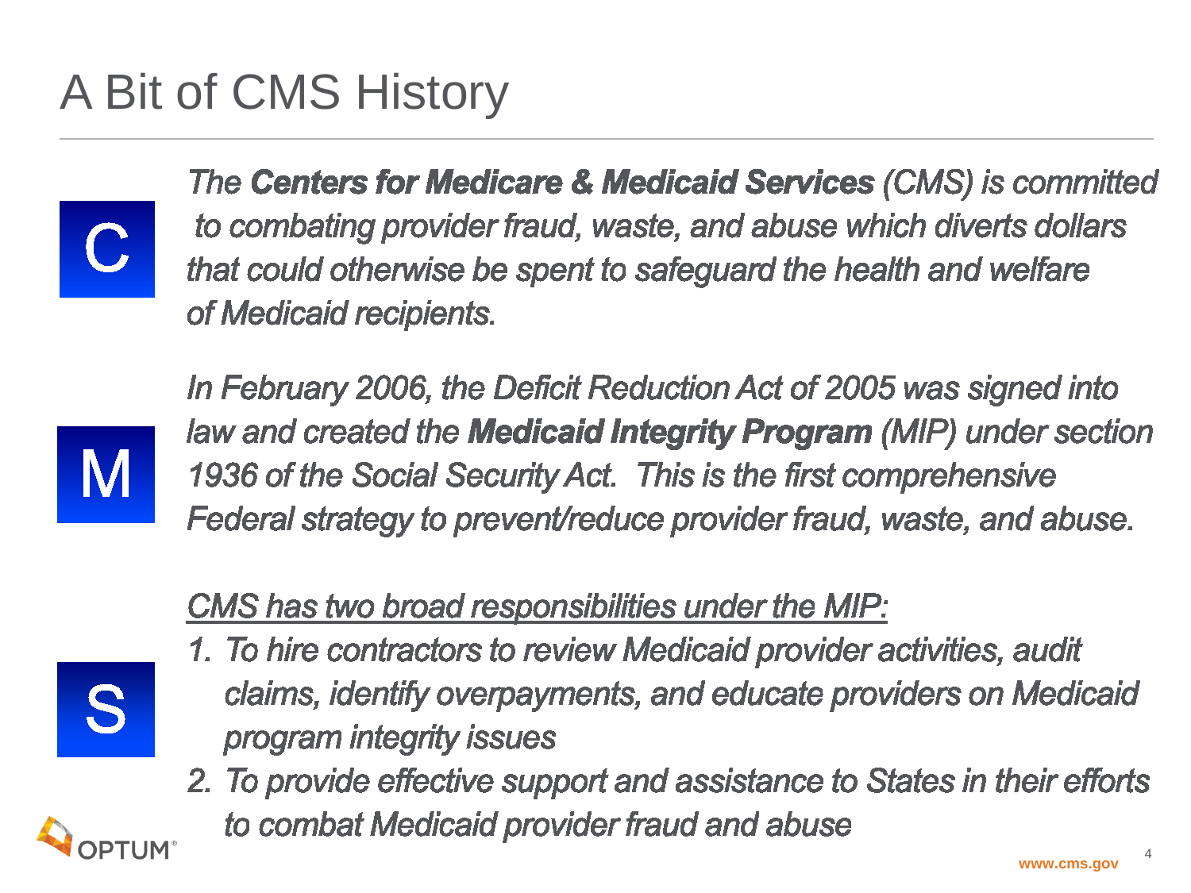# A Bit of CMS History

C

*The **Centers for Medicare & Medicaid Services** (CMS) is committed to combating provider fraud, waste, and abuse which diverts dollars that could otherwise be spent to safeguard the health and welfare of Medicaid recipients.*

M

*In February 2006, the Deficit Reduction Act of 2005 was signed into law and created the **Medicaid Integrity Program** (MIP) under section 1936 of the Social Security Act. This is the first comprehensive Federal strategy to prevent/reduce provider fraud, waste, and abuse.*

S

*<u>CMS has two broad responsibilities under the MIP:</u>*

1. *To hire contractors to review Medicaid provider activities, audit claims, identify overpayments, and educate providers on Medicaid program integrity issues*
2. *To provide effective support and assistance to States in their efforts to combat Medicaid provider fraud and abuse*

OPTUM®

www.cms.gov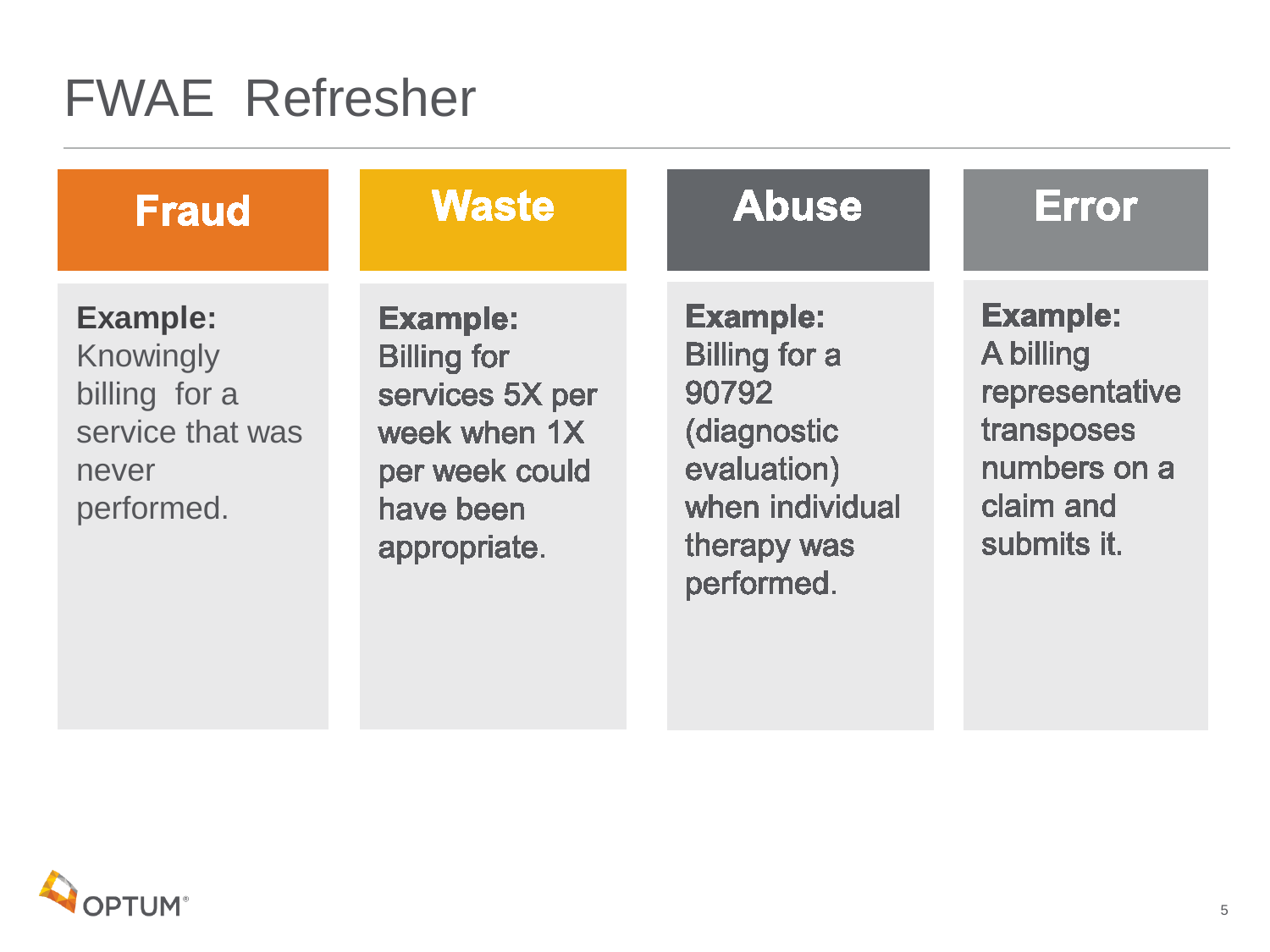# FWAE Refresher

## Fraud

**Example:** Knowingly billing for a service that was never performed.

## Waste

**Example:** Billing for services 5X per week when 1X per week could have been appropriate.

## Abuse

**Example:** Billing for a 90792 (diagnostic evaluation) when individual therapy was performed.

## Error

**Example:** A billing representative transposes numbers on a claim and submits it.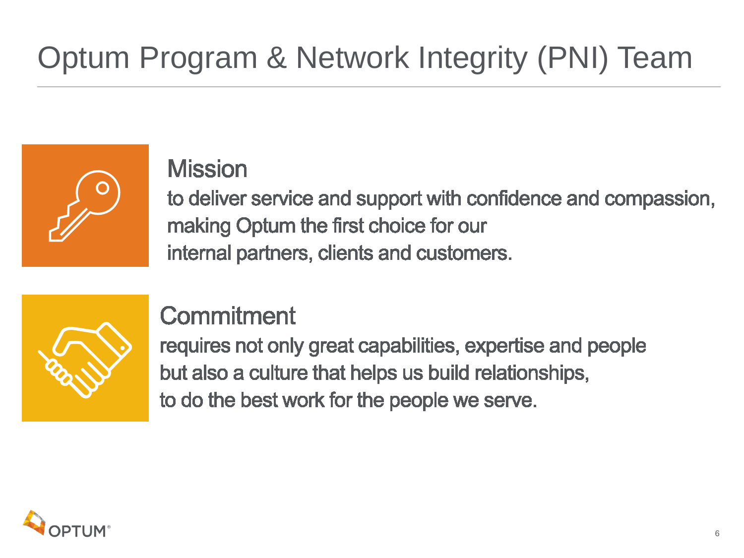# Optum Program & Network Integrity (PNI) Team

## Mission

to deliver service and support with confidence and compassion, making Optum the first choice for our internal partners, clients and customers.

## Commitment

requires not only great capabilities, expertise and people but also a culture that helps us build relationships, to do the best work for the people we serve.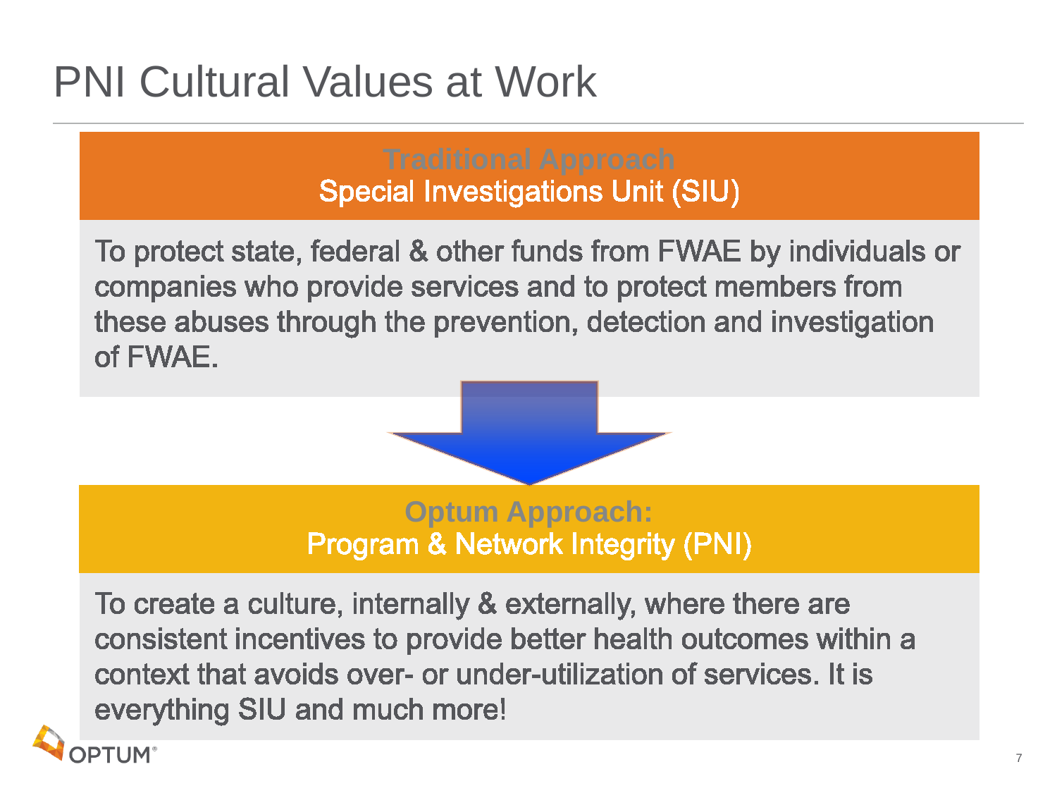# PNI Cultural Values at Work

**Traditional Approach**
**Special Investigations Unit (SIU)**

To protect state, federal & other funds from FWAE by individuals or companies who provide services and to protect members from these abuses through the prevention, detection and investigation of FWAE.

**Optum Approach:**
**Program & Network Integrity (PNI)**

To create a culture, internally & externally, where there are consistent incentives to provide better health outcomes within a context that avoids over- or under-utilization of services. It is everything SIU and much more!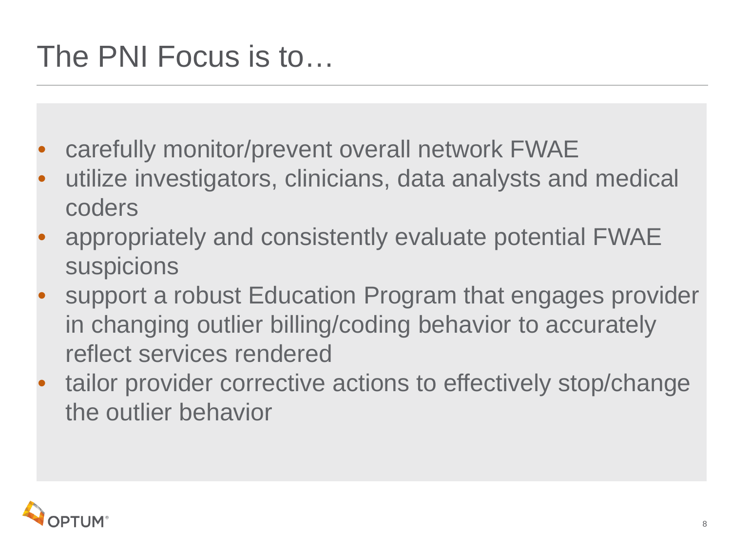# The PNI Focus is to…

- carefully monitor/prevent overall network FWAE
- utilize investigators, clinicians, data analysts and medical coders
- appropriately and consistently evaluate potential FWAE suspicions
- support a robust Education Program that engages provider in changing outlier billing/coding behavior to accurately reflect services rendered
- tailor provider corrective actions to effectively stop/change the outlier behavior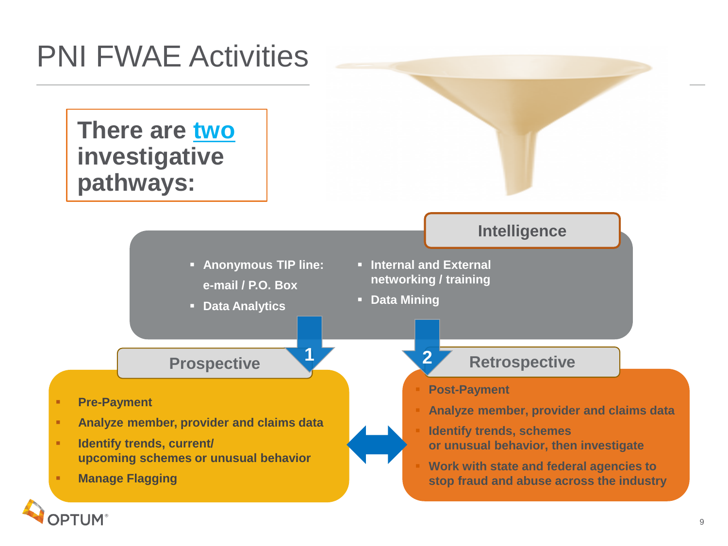# PNI FWAE Activities

**There are two investigative pathways:**

## Intelligence

- **Anonymous TIP line: e-mail / P.O. Box**
- **Data Analytics**
- **Internal and External networking / training**
- **Data Mining**

## 1 Prospective

- **Pre-Payment**
- **Analyze member, provider and claims data**
- **Identify trends, current/ upcoming schemes or unusual behavior**
- **Manage Flagging**

## 2 Retrospective

- **Post-Payment**
- **Analyze member, provider and claims data**
- **Identify trends, schemes or unusual behavior, then investigate**
- **Work with state and federal agencies to stop fraud and abuse across the industry**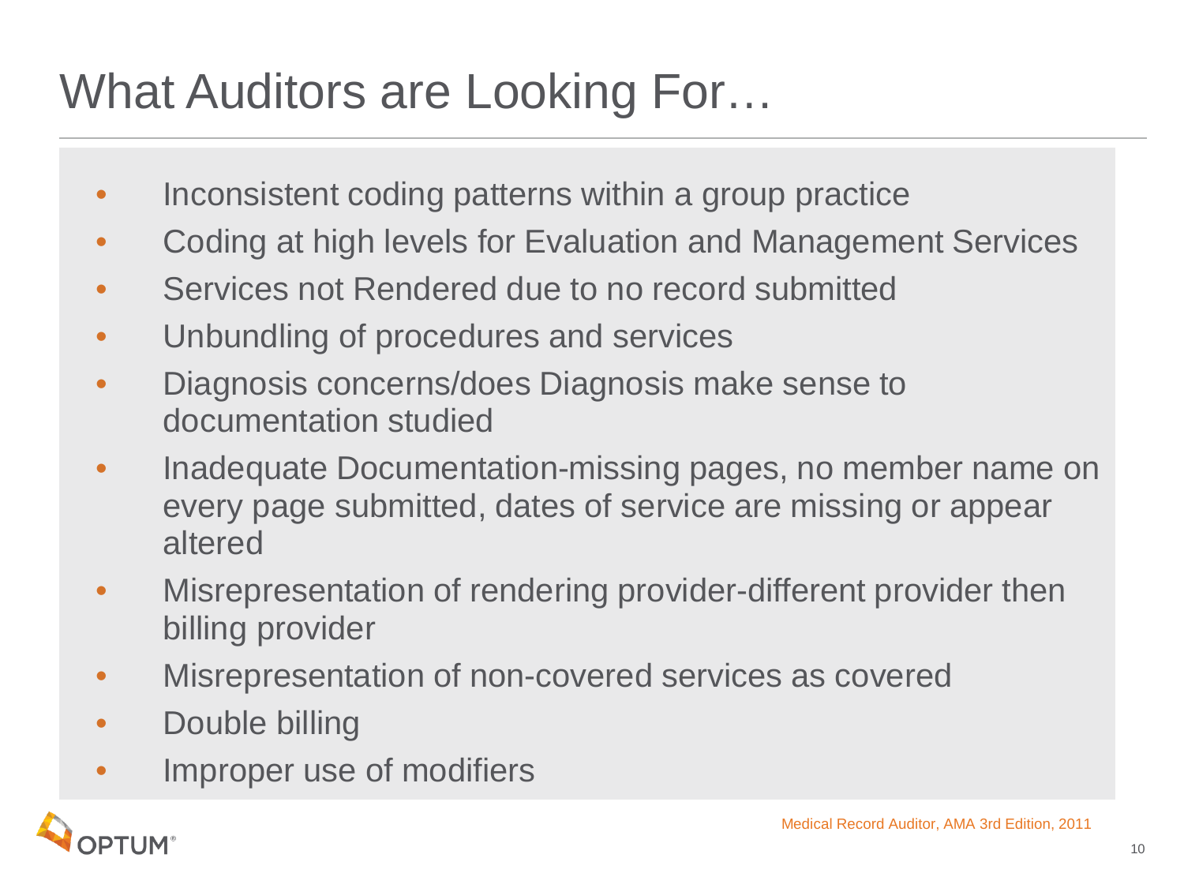# What Auditors are Looking For…

- Inconsistent coding patterns within a group practice
- Coding at high levels for Evaluation and Management Services
- Services not Rendered due to no record submitted
- Unbundling of procedures and services
- Diagnosis concerns/does Diagnosis make sense to documentation studied
- Inadequate Documentation-missing pages, no member name on every page submitted, dates of service are missing or appear altered
- Misrepresentation of rendering provider-different provider then billing provider
- Misrepresentation of non-covered services as covered
- Double billing
- Improper use of modifiers

Medical Record Auditor, AMA 3rd Edition, 2011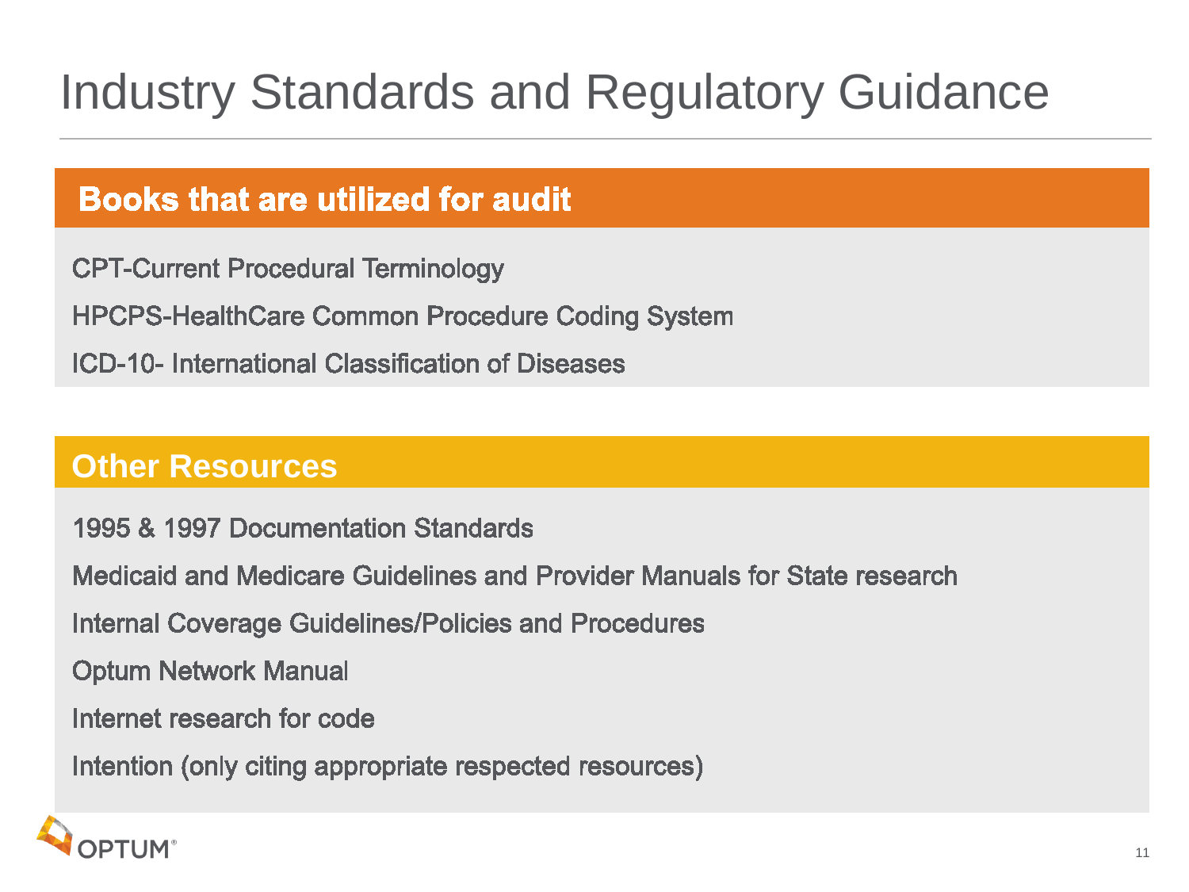# Industry Standards and Regulatory Guidance

## Books that are utilized for audit

CPT-Current Procedural Terminology

HPCPS-HealthCare Common Procedure Coding System

ICD-10- International Classification of Diseases

## Other Resources

1995 & 1997 Documentation Standards

Medicaid and Medicare Guidelines and Provider Manuals for State research

Internal Coverage Guidelines/Policies and Procedures

Optum Network Manual

Internet research for code

Intention (only citing appropriate respected resources)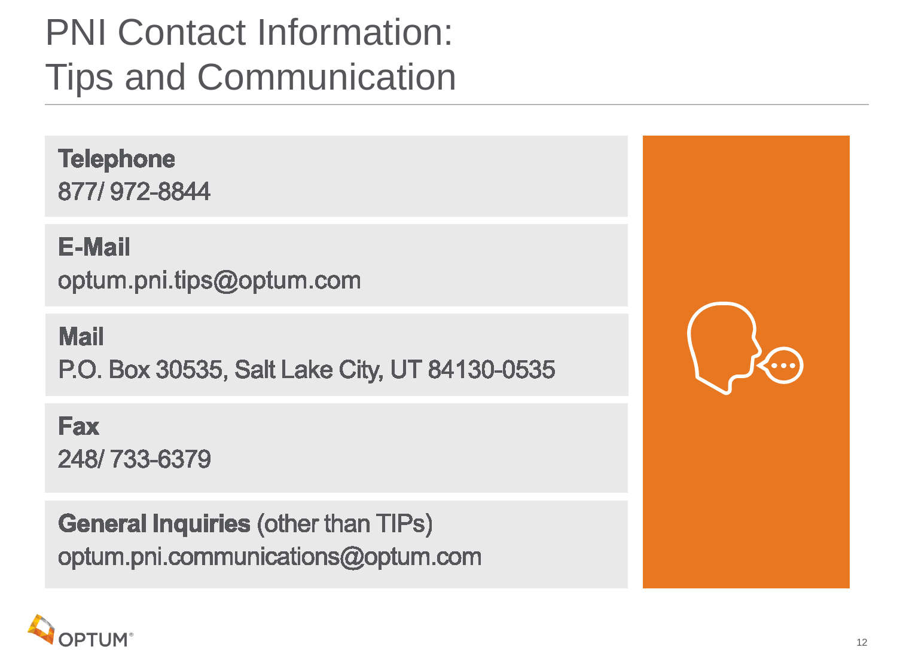# PNI Contact Information: Tips and Communication

**Telephone**
877/ 972-8844

**E-Mail**
optum.pni.tips@optum.com

**Mail**
P.O. Box 30535, Salt Lake City, UT 84130-0535

**Fax**
248/ 733-6379

**General Inquiries** (other than TIPs)
optum.pni.communications@optum.com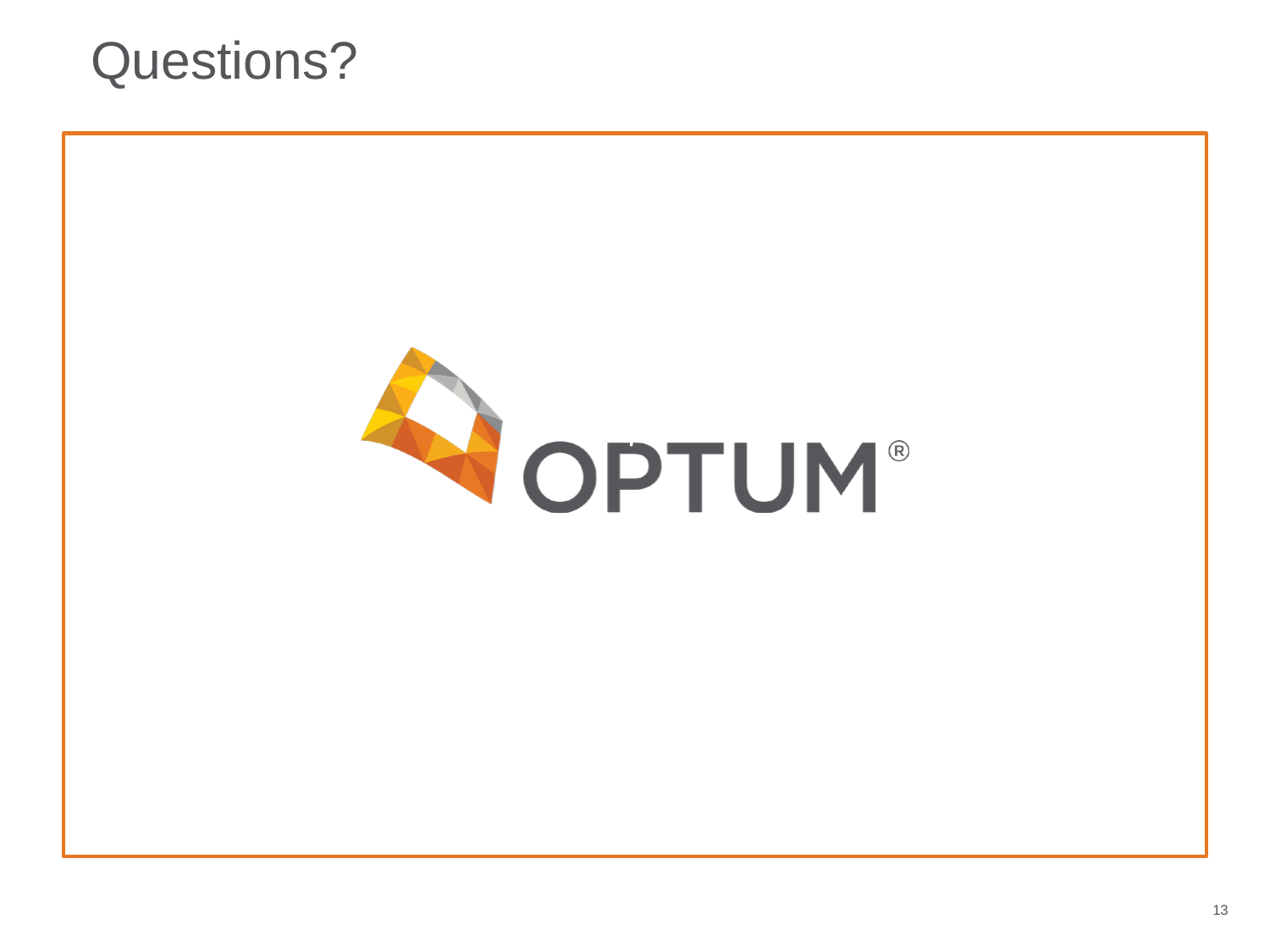# Questions?

OPTUM®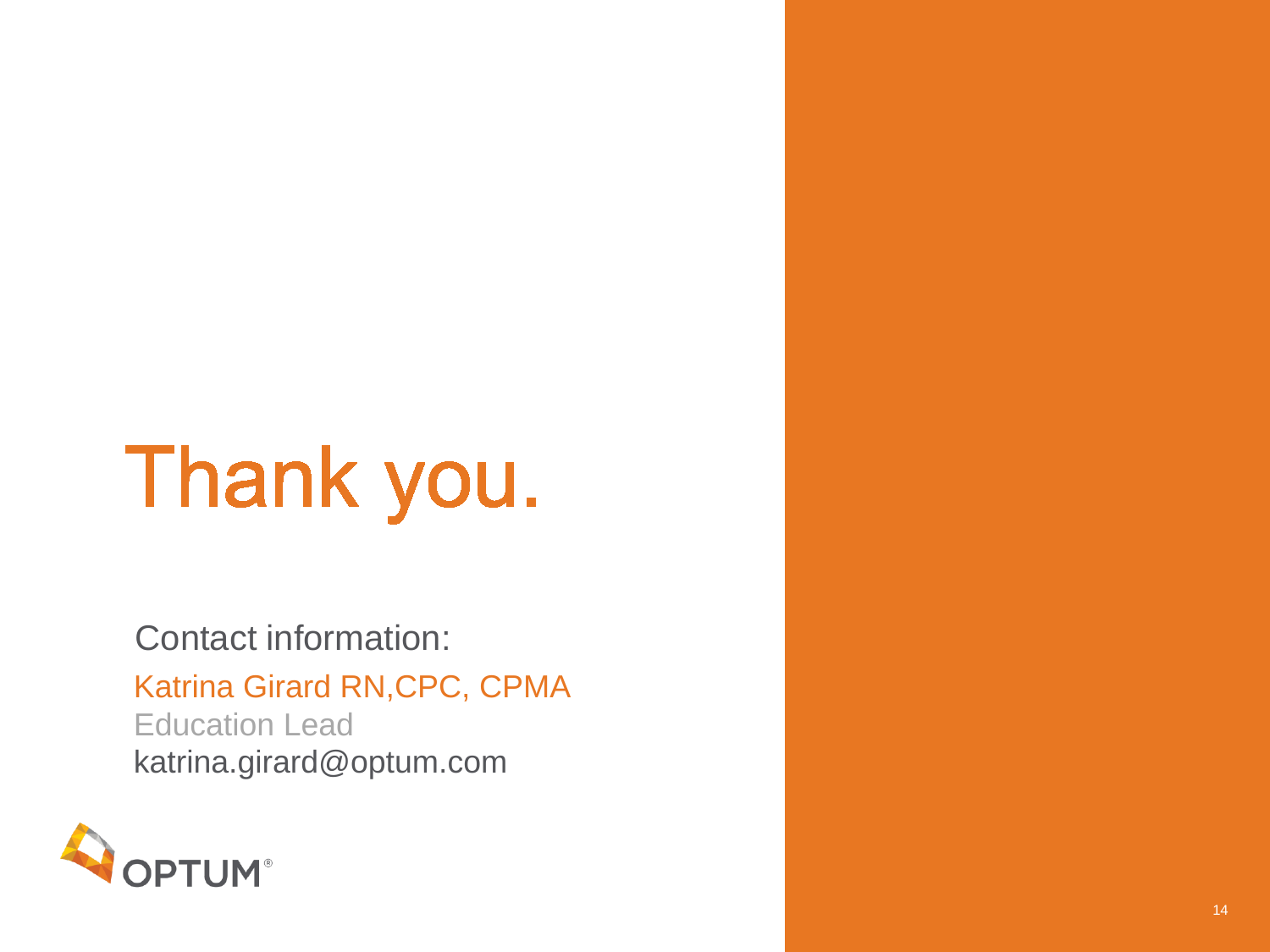# Thank you.

Contact information:

Katrina Girard RN,CPC, CPMA

Education Lead

katrina.girard@optum.com

OPTUM®